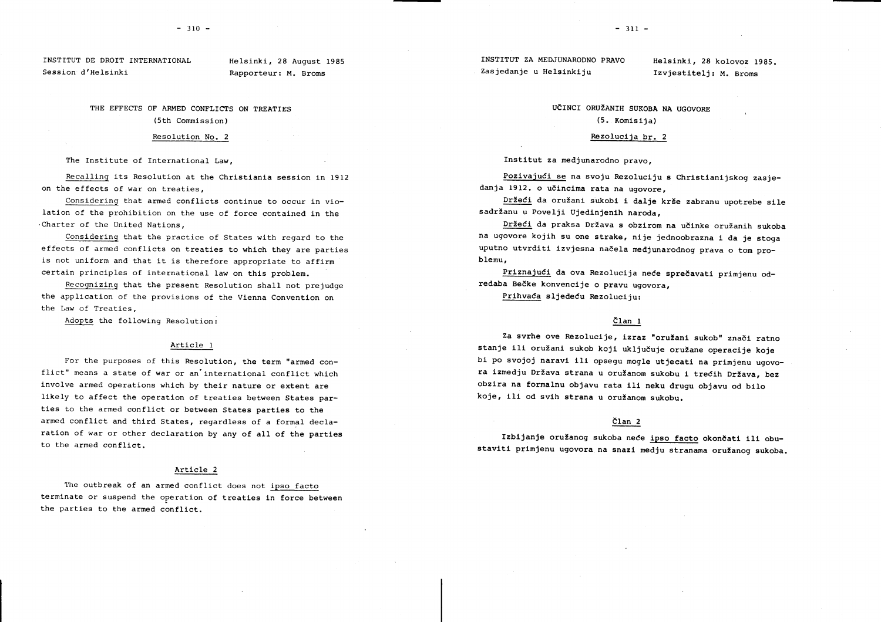INSTITUT DE DROIT INTERNATIONAL
Session d'Helsinki

Helsinki, 28 August 1985
Rapporteur: M. Broms

## THE EFFECTS OF ARMED CONFLICTS ON TREATIES
(5th Commission)

### Resolution No. 2

The Institute of International Law,

Recalling its Resolution at the Christiania session in 1912 on the effects of war on treaties,

Considering that armed conflicts continue to occur in violation of the prohibition on the use of force contained in the Charter of the United Nations,

Considering that the practice of States with regard to the effects of armed conflicts on treaties to which they are parties is not uniform and that it is therefore appropriate to affirm certain principles of international law on this problem.

Recognizing that the present Resolution shall not prejudge the application of the provisions of the Vienna Convention on the Law of Treaties,

Adopts the following Resolution:

#### Article 1

For the purposes of this Resolution, the term "armed conflict" means a state of war or an international conflict which involve armed operations which by their nature or extent are likely to affect the operation of treaties between States parties to the armed conflict or between States parties to the armed conflict and third States, regardless of a formal declaration of war or other declaration by any of all of the parties to the armed conflict.

#### Article 2

The outbreak of an armed conflict does not *ipso facto* terminate or suspend the operation of treaties in force between the parties to the armed conflict.

INSTITUT ZA MEDJUNARODNO PRAVO
Zasjedanje u Helsinkiju

Helsinki, 28 kolovoz 1985.
Izvjestitelj: M. Broms

## UČINCI ORUŽANIH SUKOBA NA UGOVORE
(5. Komisija)

### Rezolucija br. 2

Institut za medjunarodno pravo,

Pozivajući se na svoju Rezoluciju s Christianijskog zasjedanja 1912. o učincima rata na ugovore,

Držeći da oružani sukobi i dalje krše zabranu upotrebe sile sadržanu u Povelji Ujedinjenih naroda,

Držeći da praksa Država s obzirom na učinke oružanih sukoba na ugovore kojih su one strake, nije jednoobrazna i da je stoga uputno utvrditi izvjesna načela medjunarodnog prava o tom problemu,

Priznajući da ova Rezolucija neće sprečavati primjenu odredaba Bečke konvencije o pravu ugovora,

Prihvaća sljedeću Rezoluciju:

#### Član 1

Za svrhe ove Rezolucije, izraz "oružani sukob" znači ratno stanje ili oružani sukob koji uključuje oružane operacije koje bi po svojoj naravi ili opsegu mogle utjecati na primjenu ugovora izmedju Država strana u oružanom sukobu i trećih Država, bez obzira na formalnu objavu rata ili neku drugu objavu od bilo koje, ili od svih strana u oružanom sukobu.

#### Član 2

Izbijanje oružanog sukoba neće *ipso facto* okončati ili obustaviti primjenu ugovora na snazi medju stranama oružanog sukoba.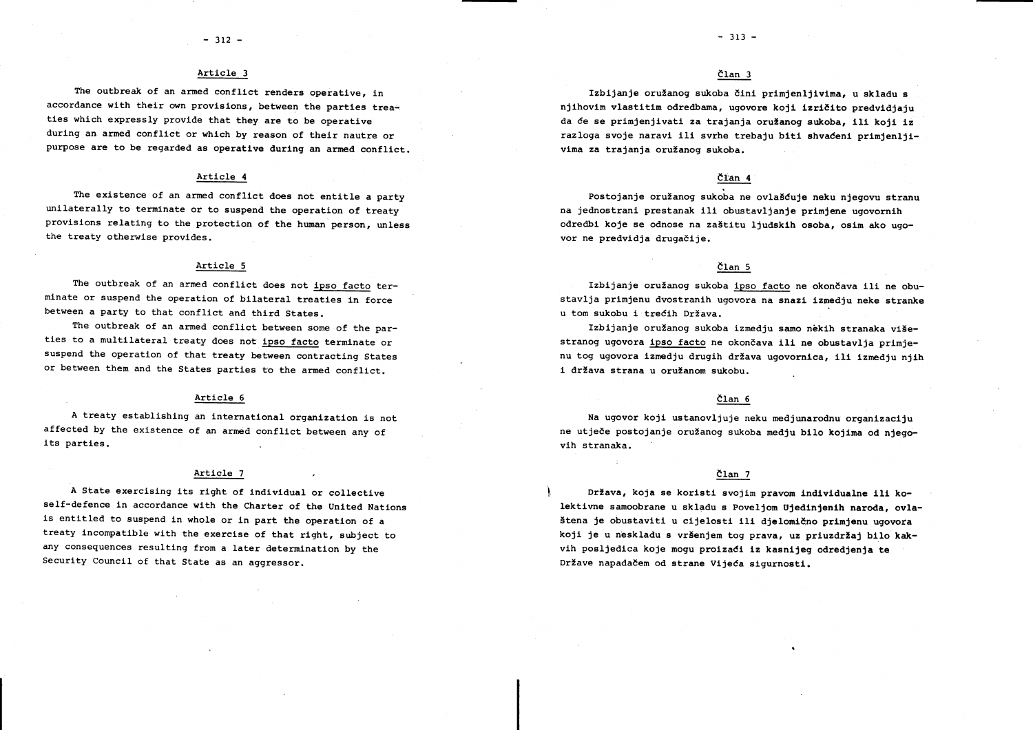### Article 3

The outbreak of an armed conflict renders operative, in accordance with their own provisions, between the parties treaties which expressly provide that they are to be operative during an armed conflict or which by reason of their nautre or purpose are to be regarded as operative during an armed conflict.

### Article 4

The existence of an armed conflict does not entitle a party unilaterally to terminate or to suspend the operation of treaty provisions relating to the protection of the human person, unless the treaty otherwise provides.

### Article 5

The outbreak of an armed conflict does not *ipso facto* terminate or suspend the operation of bilateral treaties in force between a party to that conflict and third States.

The outbreak of an armed conflict between some of the parties to a multilateral treaty does not *ipso facto* terminate or suspend the operation of that treaty between contracting States or between them and the States parties to the armed conflict.

### Article 6

A treaty establishing an international organization is not affected by the existence of an armed conflict between any of its parties.

### Article 7

A State exercising its right of individual or collective self-defence in accordance with the Charter of the United Nations is entitled to suspend in whole or in part the operation of a treaty incompatible with the exercise of that right, subject to any consequences resulting from a later determination by the Security Council of that State as an aggressor.

### Član 3

Izbijanje oružanog sukoba čini primjenljivima, u skladu s njihovim vlastitim odredbama, ugovore koji izričito predvidjaju da će se primjenjivati za trajanja oružanog sukoba, ili koji iz razloga svoje naravi ili svrhe trebaju biti shvaćeni primjenljivima za trajanja oružanog sukoba.

### Član 4

Postojanje oružanog sukoba ne ovlašćuje neku njegovu stranu na jednostrani prestanak ili obustavljanje primjene ugovornih odredbi koje se odnose na zaštitu ljudskih osoba, osim ako ugovor ne predvidja drugačije.

### Član 5

Izbijanje oružanog sukoba *ipso facto* ne okončava ili ne obustavlja primjenu dvostranih ugovora na snazi izmedju neke stranke u tom sukobu i trećih Država.

Izbijanje oružanog sukoba izmedju samo nekih stranaka višestranog ugovora *ipso facto* ne okončava ili ne obustavlja primjenu tog ugovora izmedju drugih država ugovornica, ili izmedju njih i država strana u oružanom sukobu.

### Član 6

Na ugovor koji ustanovljuje neku medjunarodnu organizaciju ne utječe postojanje oružanog sukoba medju bilo kojima od njegovih stranaka.

### Član 7

Država, koja se koristi svojim pravom individualne ili kolektivne samoobrane u skladu s Poveljom Ujedinjenih naroda, ovlaštena je obustaviti u cijelosti ili djelomično primjenu ugovora koji je u neskladu s vršenjem tog prava, uz priuzdržaj bilo kakvih posljedica koje mogu proizaći iz kasnijeg odredjenja te Države napadačem od strane Vijeća sigurnosti.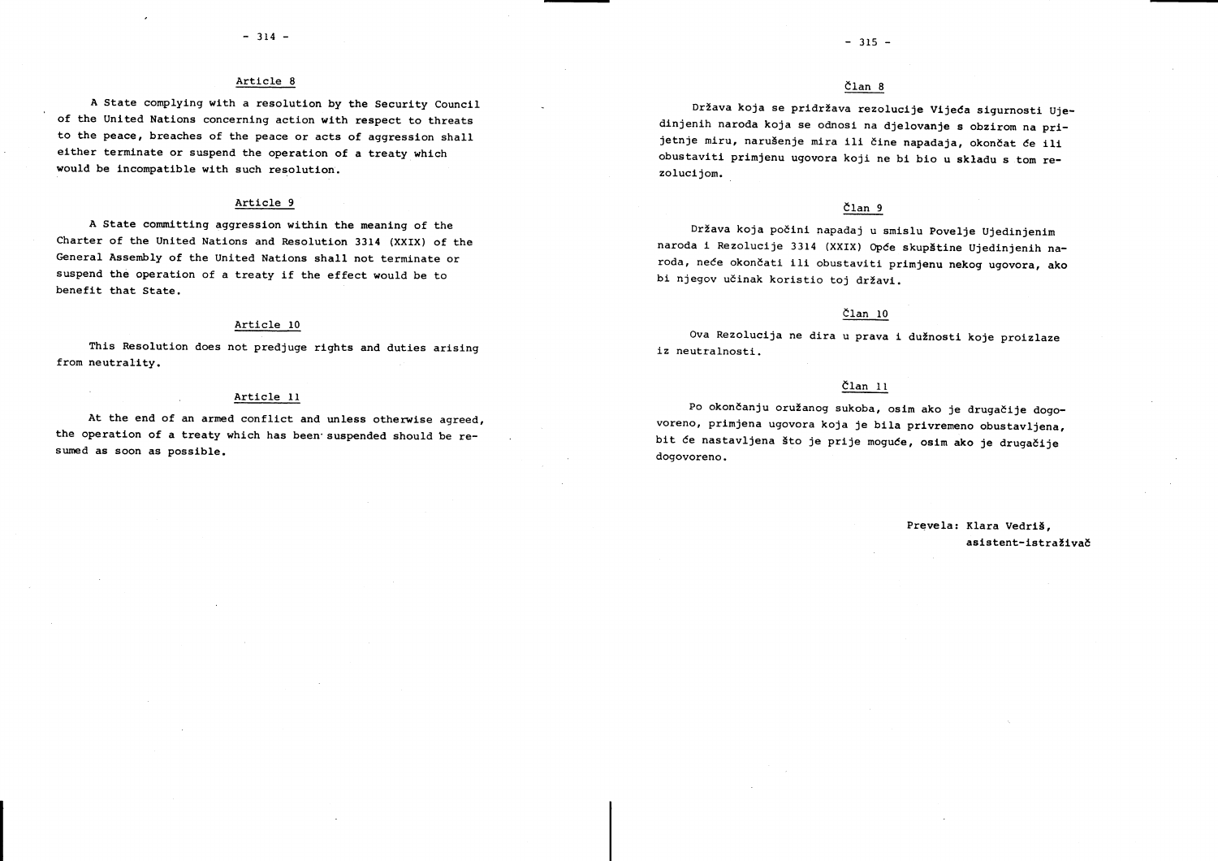Article 8

A State complying with a resolution by the Security Council of the United Nations concerning action with respect to threats to the peace, breaches of the peace or acts of aggression shall either terminate or suspend the operation of a treaty which would be incompatible with such resolution.

Article 9

A State committing aggression within the meaning of the Charter of the United Nations and Resolution 3314 (XXIX) of the General Assembly of the United Nations shall not terminate or suspend the operation of a treaty if the effect would be to benefit that State.

Article 10

This Resolution does not predjuge rights and duties arising from neutrality.

Article 11

At the end of an armed conflict and unless otherwise agreed, the operation of a treaty which has been suspended should be resumed as soon as possible.

Član 8

Država koja se pridržava rezolucije Vijeća sigurnosti Ujedinjenih naroda koja se odnosi na djelovanje s obzirom na prijetnje miru, narušenje mira ili čine napadaja, okončat će ili obustaviti primjenu ugovora koji ne bi bio u skladu s tom rezolucijom.

Član 9

Država koja počini napadaj u smislu Povelje Ujedinjenim naroda i Rezolucije 3314 (XXIX) Opće skupštine Ujedinjenih naroda, neće okončati ili obustaviti primjenu nekog ugovora, ako bi njegov učinak koristio toj državi.

Član 10

Ova Rezolucija ne dira u prava i dužnosti koje proizlaze iz neutralnosti.

Član 11

Po okončanju oružanog sukoba, osim ako je drugačije dogovoreno, primjena ugovora koja je bila privremeno obustavljena, bit će nastavljena što je prije moguće, osim ako je drugačije dogovoreno.

Prevela: Klara Vedriš,
asistent-istraživač